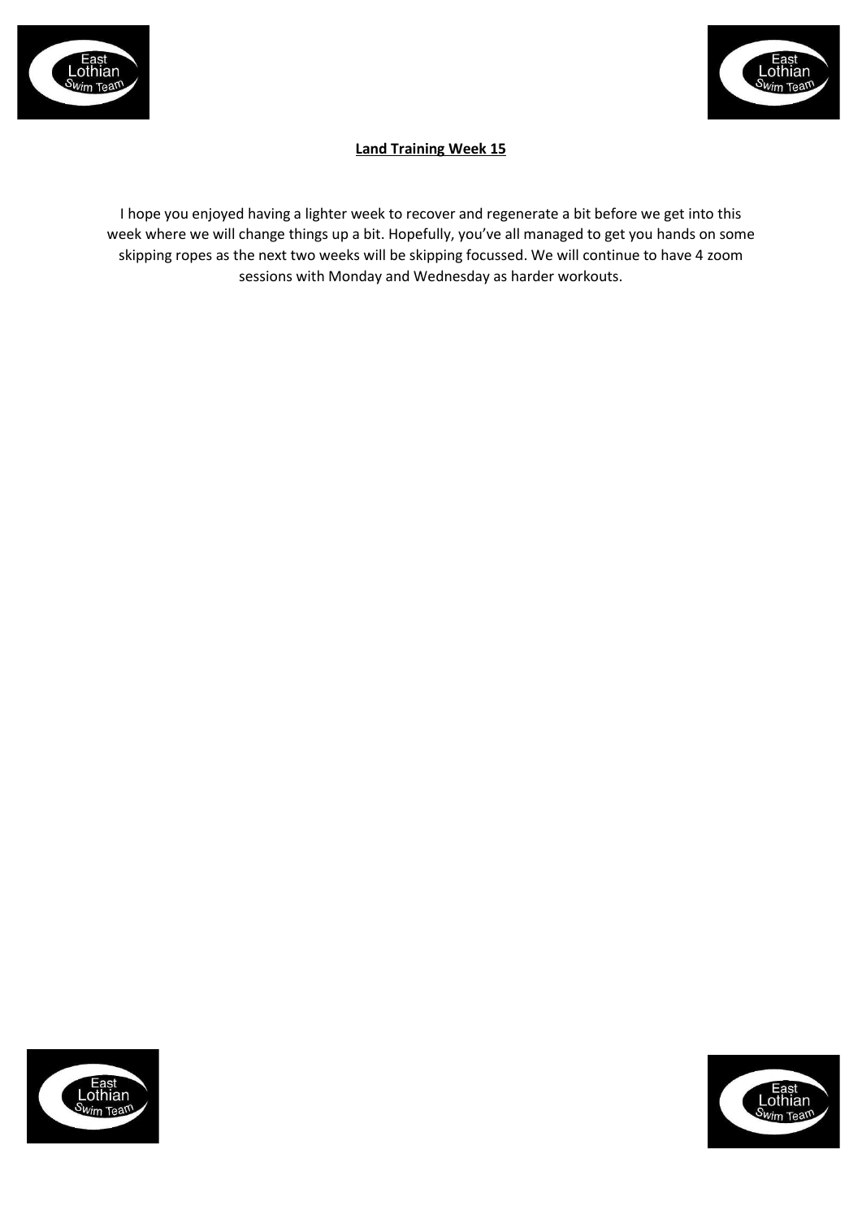**Land Training Week 15**

I hope you enjoyed having a lighter week to recover and regenerate a bit before we get into this week where we will change things up a bit. Hopefully, you've all managed to get you hands on some skipping ropes as the next two weeks will be skipping focussed. We will continue to have 4 zoom sessions with Monday and Wednesday as harder workouts.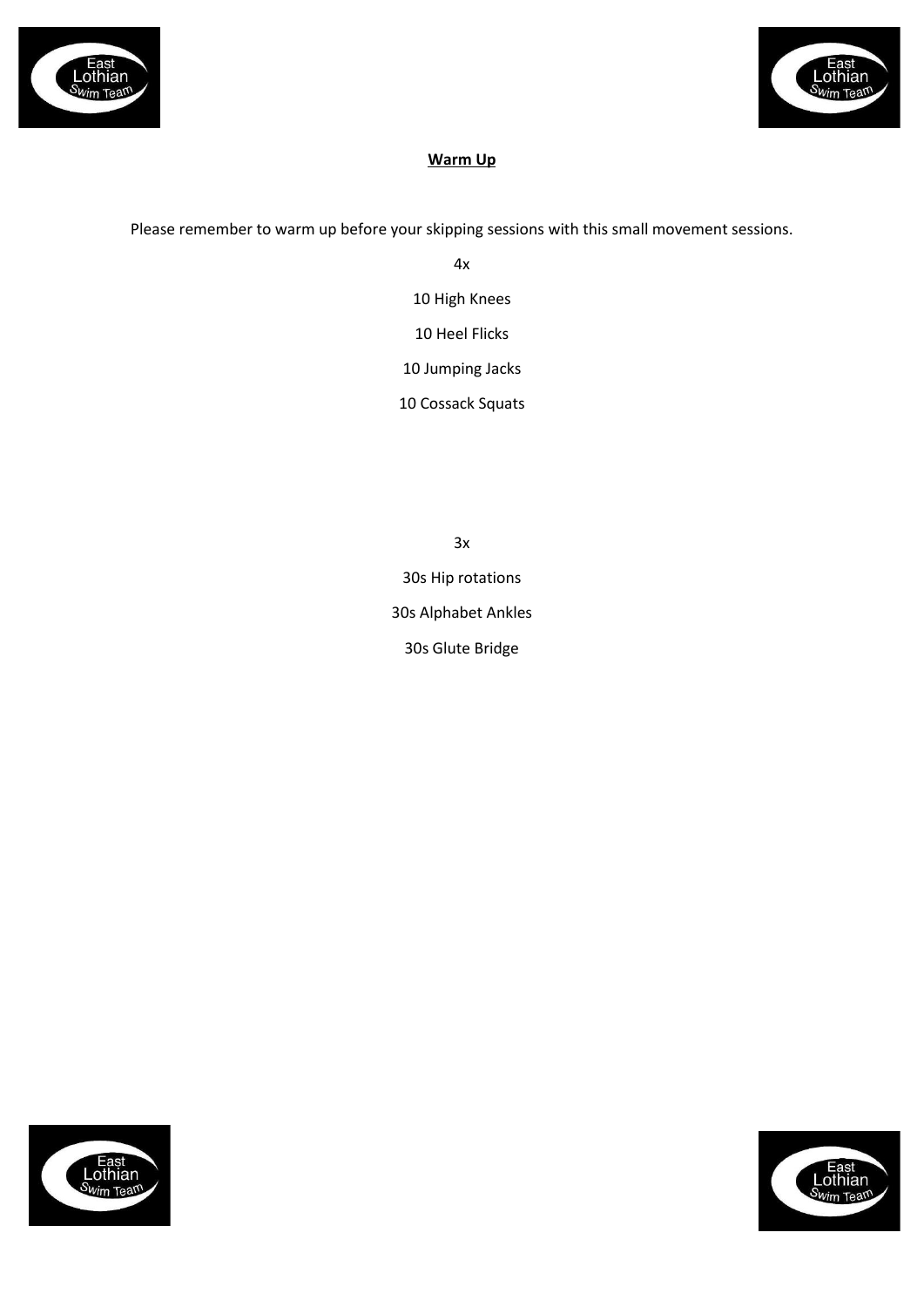## Warm Up

Please remember to warm up before your skipping sessions with this small movement sessions.

4x

10 High Knees

10 Heel Flicks

10 Jumping Jacks

10 Cossack Squats

3x

30s Hip rotations

30s Alphabet Ankles

30s Glute Bridge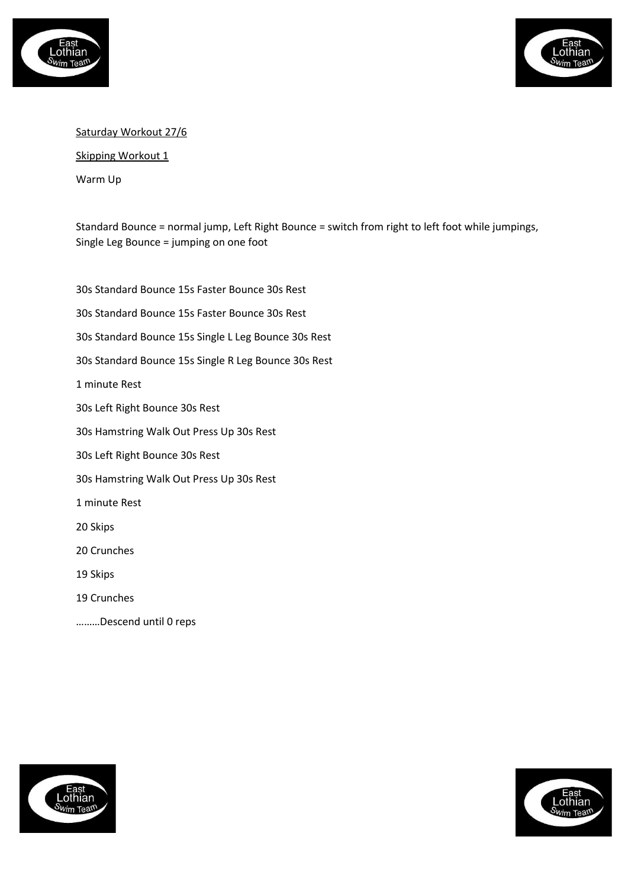Saturday Workout 27/6

Skipping Workout 1

Warm Up

Standard Bounce = normal jump, Left Right Bounce = switch from right to left foot while jumpings, Single Leg Bounce = jumping on one foot

30s Standard Bounce 15s Faster Bounce 30s Rest

30s Standard Bounce 15s Faster Bounce 30s Rest

30s Standard Bounce 15s Single L Leg Bounce 30s Rest

30s Standard Bounce 15s Single R Leg Bounce 30s Rest

1 minute Rest

30s Left Right Bounce 30s Rest

30s Hamstring Walk Out Press Up 30s Rest

30s Left Right Bounce 30s Rest

30s Hamstring Walk Out Press Up 30s Rest

1 minute Rest

20 Skips

20 Crunches

19 Skips

19 Crunches

………Descend until 0 reps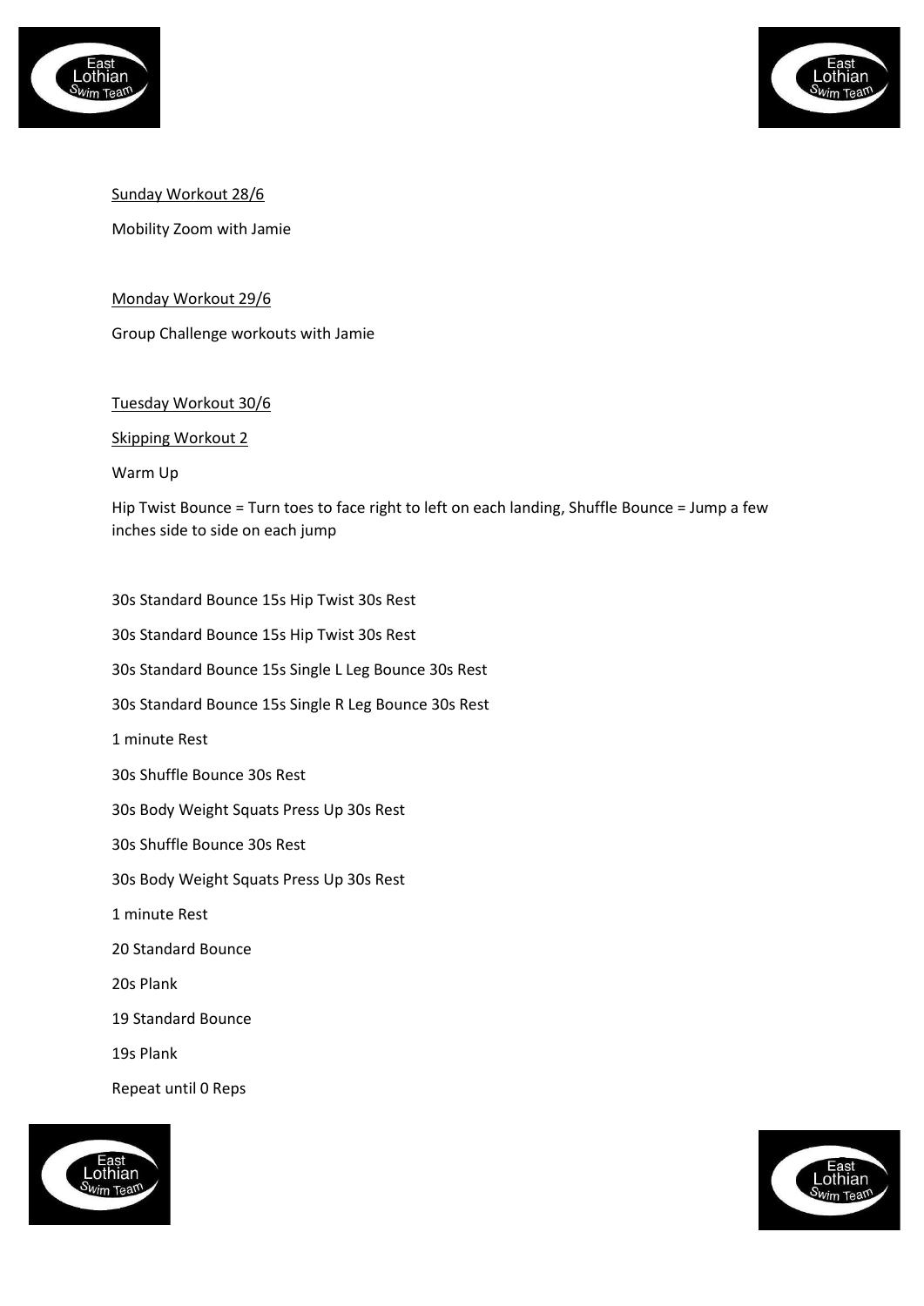<u>Sunday Workout 28/6</u>

Mobility Zoom with Jamie

<u>Monday Workout 29/6</u>

Group Challenge workouts with Jamie

<u>Tuesday Workout 30/6</u>

<u>Skipping Workout 2</u>

Warm Up

Hip Twist Bounce = Turn toes to face right to left on each landing, Shuffle Bounce = Jump a few inches side to side on each jump

30s Standard Bounce 15s Hip Twist 30s Rest

30s Standard Bounce 15s Hip Twist 30s Rest

30s Standard Bounce 15s Single L Leg Bounce 30s Rest

30s Standard Bounce 15s Single R Leg Bounce 30s Rest

1 minute Rest

30s Shuffle Bounce 30s Rest

30s Body Weight Squats Press Up 30s Rest

30s Shuffle Bounce 30s Rest

30s Body Weight Squats Press Up 30s Rest

1 minute Rest

20 Standard Bounce

20s Plank

19 Standard Bounce

19s Plank

Repeat until 0 Reps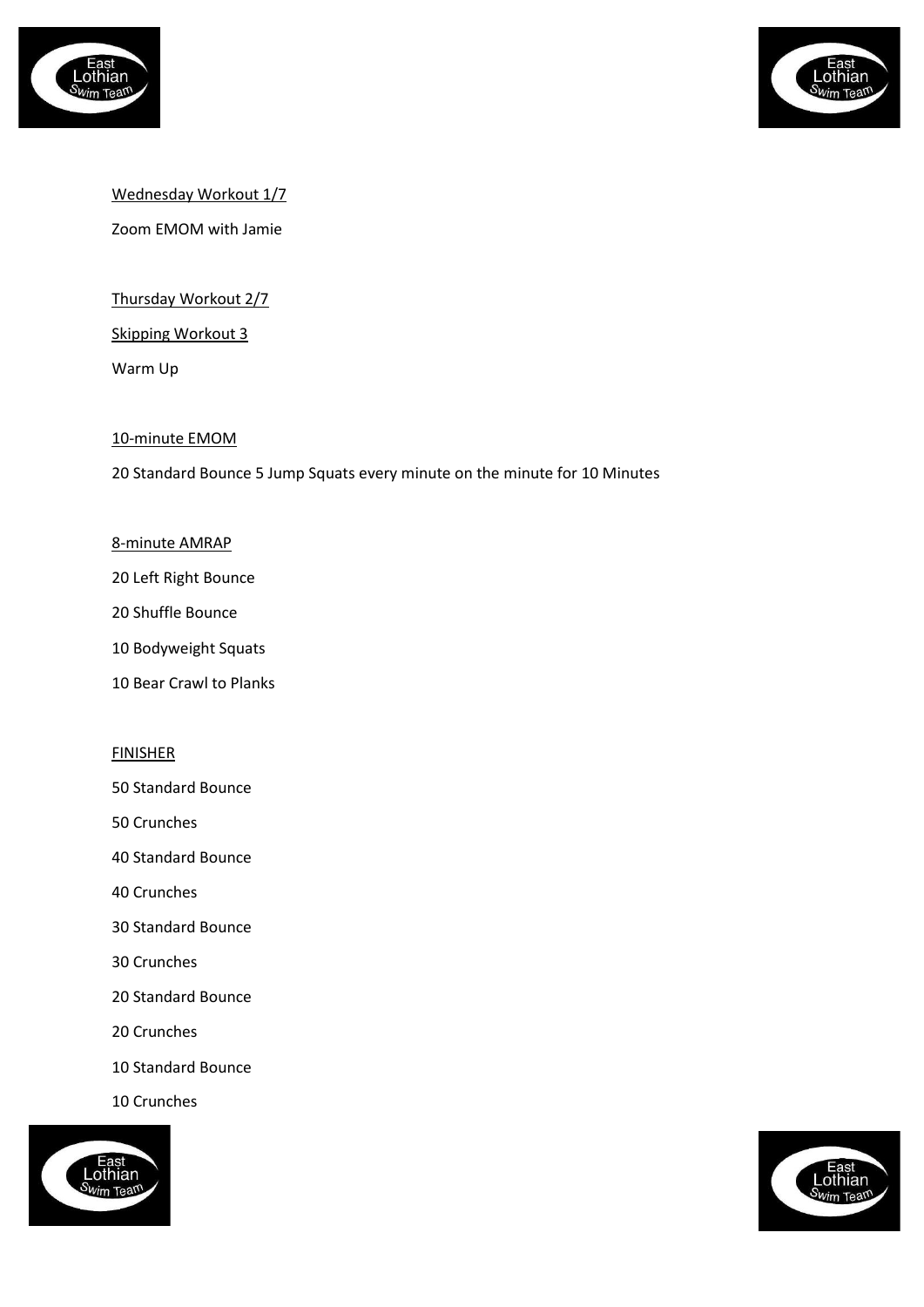Wednesday Workout 1/7

Zoom EMOM with Jamie

Thursday Workout 2/7

Skipping Workout 3

Warm Up

10-minute EMOM

20 Standard Bounce 5 Jump Squats every minute on the minute for 10 Minutes

8-minute AMRAP

20 Left Right Bounce

20 Shuffle Bounce

10 Bodyweight Squats

10 Bear Crawl to Planks

FINISHER

50 Standard Bounce

50 Crunches

40 Standard Bounce

40 Crunches

30 Standard Bounce

30 Crunches

20 Standard Bounce

20 Crunches

10 Standard Bounce

10 Crunches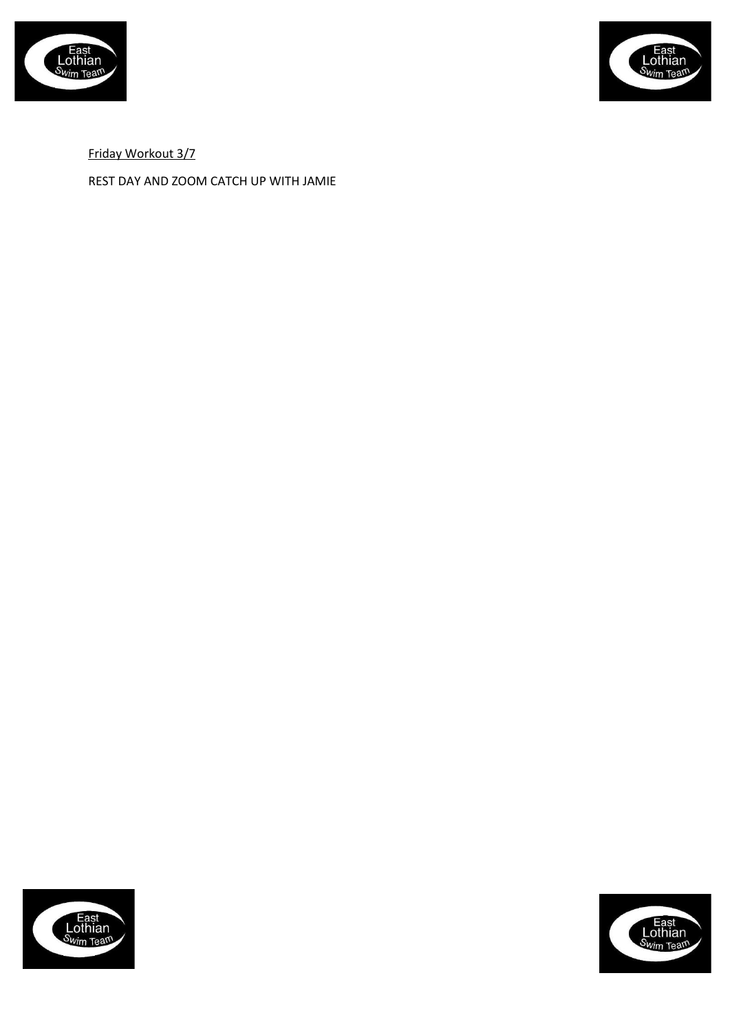Friday Workout 3/7

REST DAY AND ZOOM CATCH UP WITH JAMIE